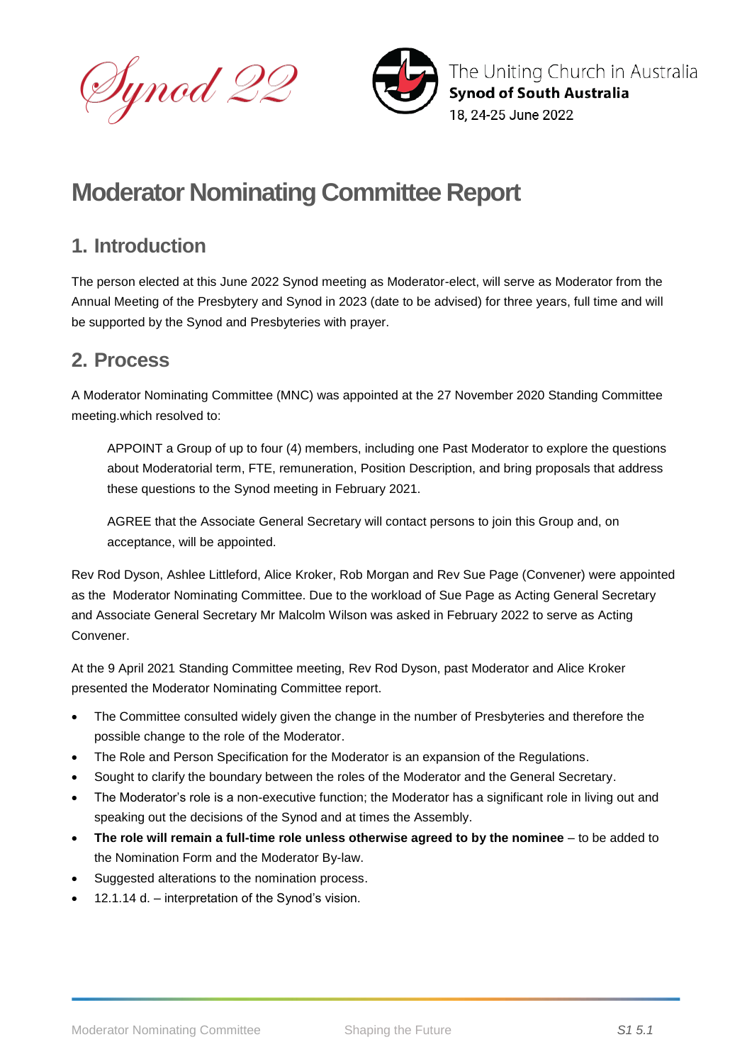Synod 22

The Uniting Church in Australia
**Synod of South Australia**
18, 24-25 June 2022

# Moderator Nominating Committee Report

## 1. Introduction

The person elected at this June 2022 Synod meeting as Moderator-elect, will serve as Moderator from the Annual Meeting of the Presbytery and Synod in 2023 (date to be advised) for three years, full time and will be supported by the Synod and Presbyteries with prayer.

## 2. Process

A Moderator Nominating Committee (MNC) was appointed at the 27 November 2020 Standing Committee meeting.which resolved to:

> APPOINT a Group of up to four (4) members, including one Past Moderator to explore the questions about Moderatorial term, FTE, remuneration, Position Description, and bring proposals that address these questions to the Synod meeting in February 2021.
>
> AGREE that the Associate General Secretary will contact persons to join this Group and, on acceptance, will be appointed.

Rev Rod Dyson, Ashlee Littleford, Alice Kroker, Rob Morgan and Rev Sue Page (Convener) were appointed as the Moderator Nominating Committee. Due to the workload of Sue Page as Acting General Secretary and Associate General Secretary Mr Malcolm Wilson was asked in February 2022 to serve as Acting Convener.

At the 9 April 2021 Standing Committee meeting, Rev Rod Dyson, past Moderator and Alice Kroker presented the Moderator Nominating Committee report.

- The Committee consulted widely given the change in the number of Presbyteries and therefore the possible change to the role of the Moderator.
- The Role and Person Specification for the Moderator is an expansion of the Regulations.
- Sought to clarify the boundary between the roles of the Moderator and the General Secretary.
- The Moderator's role is a non-executive function; the Moderator has a significant role in living out and speaking out the decisions of the Synod and at times the Assembly.
- **The role will remain a full-time role unless otherwise agreed to by the nominee** – to be added to the Nomination Form and the Moderator By-law.
- Suggested alterations to the nomination process.
- 12.1.14 d. – interpretation of the Synod's vision.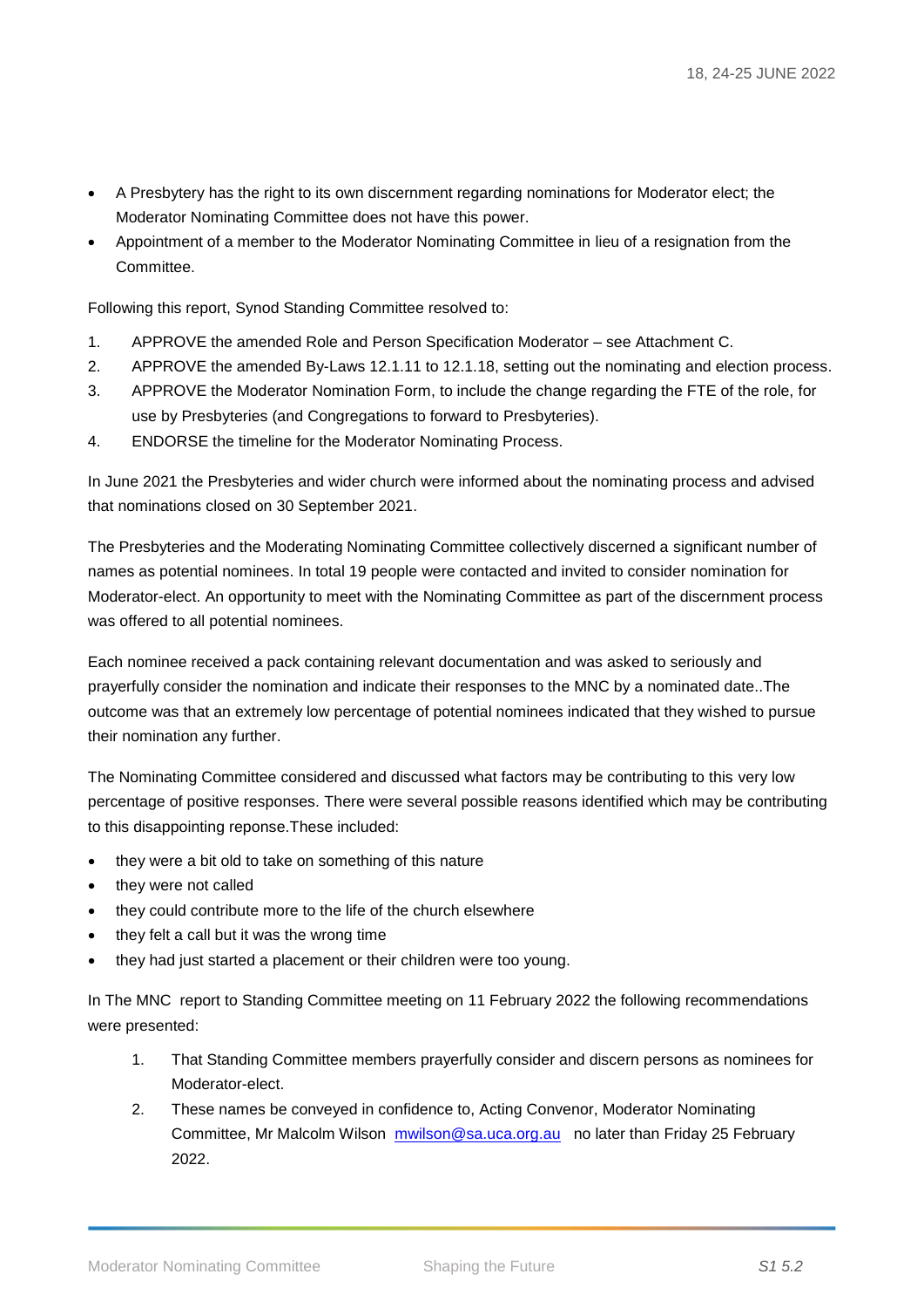- A Presbytery has the right to its own discernment regarding nominations for Moderator elect; the Moderator Nominating Committee does not have this power.
- Appointment of a member to the Moderator Nominating Committee in lieu of a resignation from the Committee.

Following this report, Synod Standing Committee resolved to:

1. APPROVE the amended Role and Person Specification Moderator – see Attachment C.
2. APPROVE the amended By-Laws 12.1.11 to 12.1.18, setting out the nominating and election process.
3. APPROVE the Moderator Nomination Form, to include the change regarding the FTE of the role, for use by Presbyteries (and Congregations to forward to Presbyteries).
4. ENDORSE the timeline for the Moderator Nominating Process.

In June 2021 the Presbyteries and wider church were informed about the nominating process and advised that nominations closed on 30 September 2021.

The Presbyteries and the Moderating Nominating Committee collectively discerned a significant number of names as potential nominees. In total 19 people were contacted and invited to consider nomination for Moderator-elect. An opportunity to meet with the Nominating Committee as part of the discernment process was offered to all potential nominees.

Each nominee received a pack containing relevant documentation and was asked to seriously and prayerfully consider the nomination and indicate their responses to the MNC by a nominated date..The outcome was that an extremely low percentage of potential nominees indicated that they wished to pursue their nomination any further.

The Nominating Committee considered and discussed what factors may be contributing to this very low percentage of positive responses. There were several possible reasons identified which may be contributing to this disappointing reponse.These included:

- they were a bit old to take on something of this nature
- they were not called
- they could contribute more to the life of the church elsewhere
- they felt a call but it was the wrong time
- they had just started a placement or their children were too young.

In The MNC report to Standing Committee meeting on 11 February 2022 the following recommendations were presented:

1. That Standing Committee members prayerfully consider and discern persons as nominees for Moderator-elect.
2. These names be conveyed in confidence to, Acting Convenor, Moderator Nominating Committee, Mr Malcolm Wilson mwilson@sa.uca.org.au no later than Friday 25 February 2022.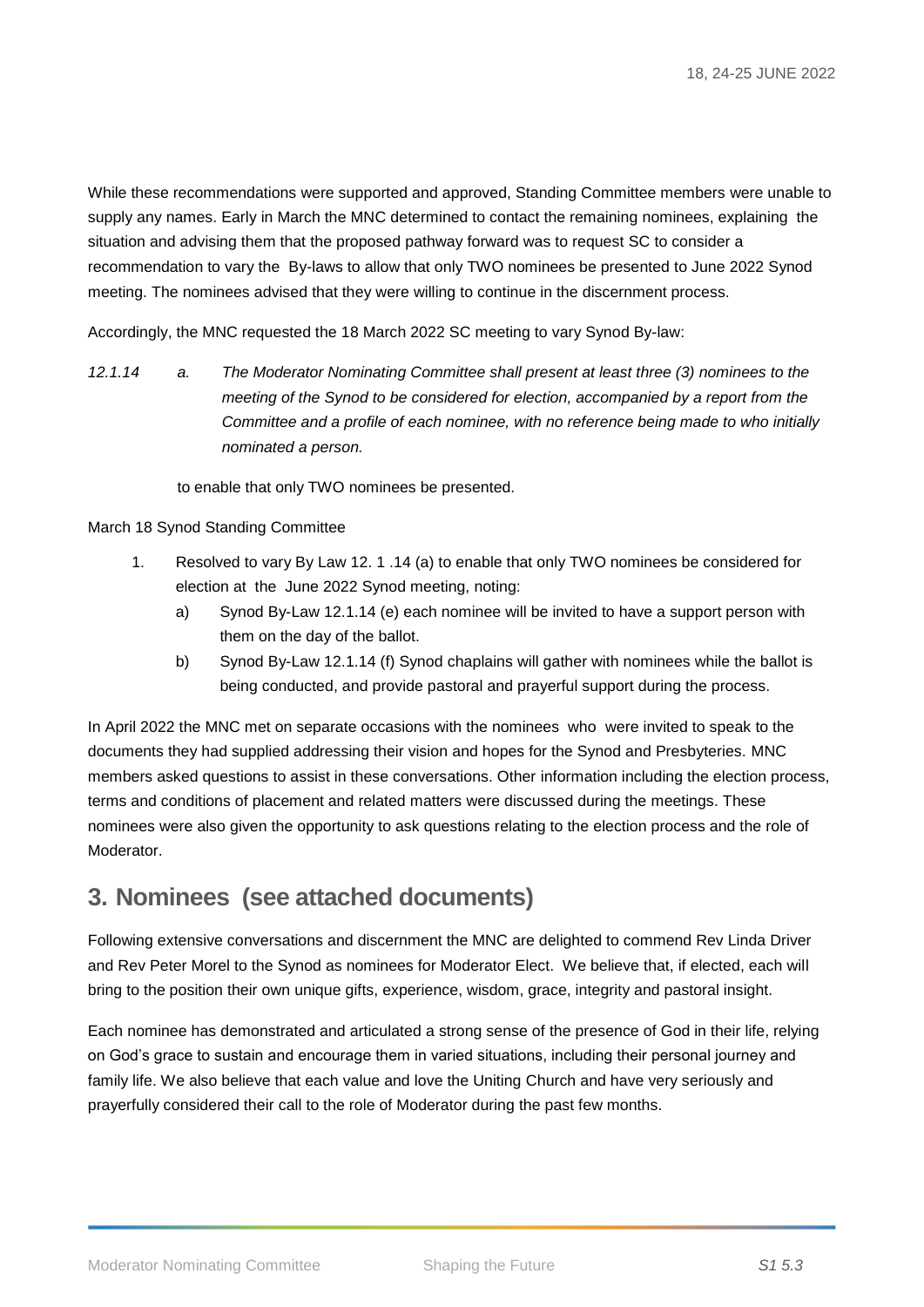While these recommendations were supported and approved, Standing Committee members were unable to supply any names. Early in March the MNC determined to contact the remaining nominees, explaining the situation and advising them that the proposed pathway forward was to request SC to consider a recommendation to vary the By-laws to allow that only TWO nominees be presented to June 2022 Synod meeting. The nominees advised that they were willing to continue in the discernment process.

Accordingly, the MNC requested the 18 March 2022 SC meeting to vary Synod By-law:

*12.1.14 a. The Moderator Nominating Committee shall present at least three (3) nominees to the meeting of the Synod to be considered for election, accompanied by a report from the Committee and a profile of each nominee, with no reference being made to who initially nominated a person.*

to enable that only TWO nominees be presented.

March 18 Synod Standing Committee

1. Resolved to vary By Law 12. 1 .14 (a) to enable that only TWO nominees be considered for election at the June 2022 Synod meeting, noting:
   a) Synod By-Law 12.1.14 (e) each nominee will be invited to have a support person with them on the day of the ballot.
   b) Synod By-Law 12.1.14 (f) Synod chaplains will gather with nominees while the ballot is being conducted, and provide pastoral and prayerful support during the process.

In April 2022 the MNC met on separate occasions with the nominees who were invited to speak to the documents they had supplied addressing their vision and hopes for the Synod and Presbyteries. MNC members asked questions to assist in these conversations. Other information including the election process, terms and conditions of placement and related matters were discussed during the meetings. These nominees were also given the opportunity to ask questions relating to the election process and the role of Moderator.

## 3. Nominees (see attached documents)

Following extensive conversations and discernment the MNC are delighted to commend Rev Linda Driver and Rev Peter Morel to the Synod as nominees for Moderator Elect. We believe that, if elected, each will bring to the position their own unique gifts, experience, wisdom, grace, integrity and pastoral insight.

Each nominee has demonstrated and articulated a strong sense of the presence of God in their life, relying on God's grace to sustain and encourage them in varied situations, including their personal journey and family life. We also believe that each value and love the Uniting Church and have very seriously and prayerfully considered their call to the role of Moderator during the past few months.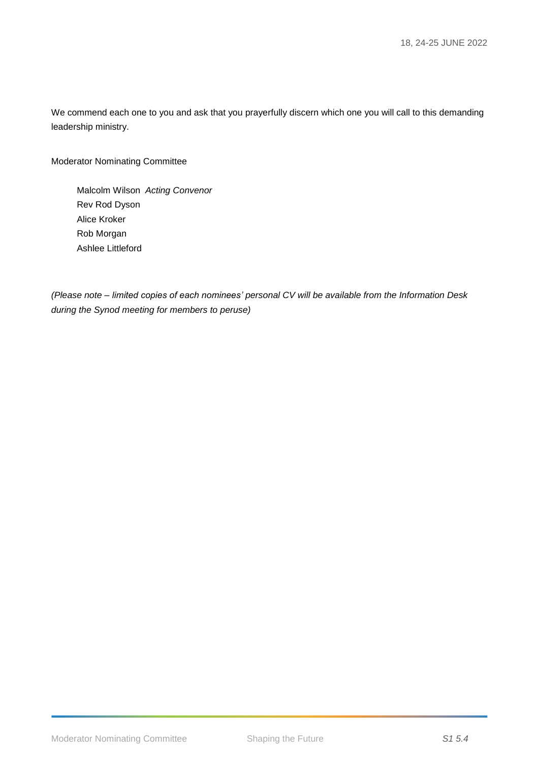We commend each one to you and ask that you prayerfully discern which one you will call to this demanding leadership ministry.

Moderator Nominating Committee

Malcolm Wilson *Acting Convenor*
Rev Rod Dyson
Alice Kroker
Rob Morgan
Ashlee Littleford

*(Please note – limited copies of each nominees' personal CV will be available from the Information Desk during the Synod meeting for members to peruse)*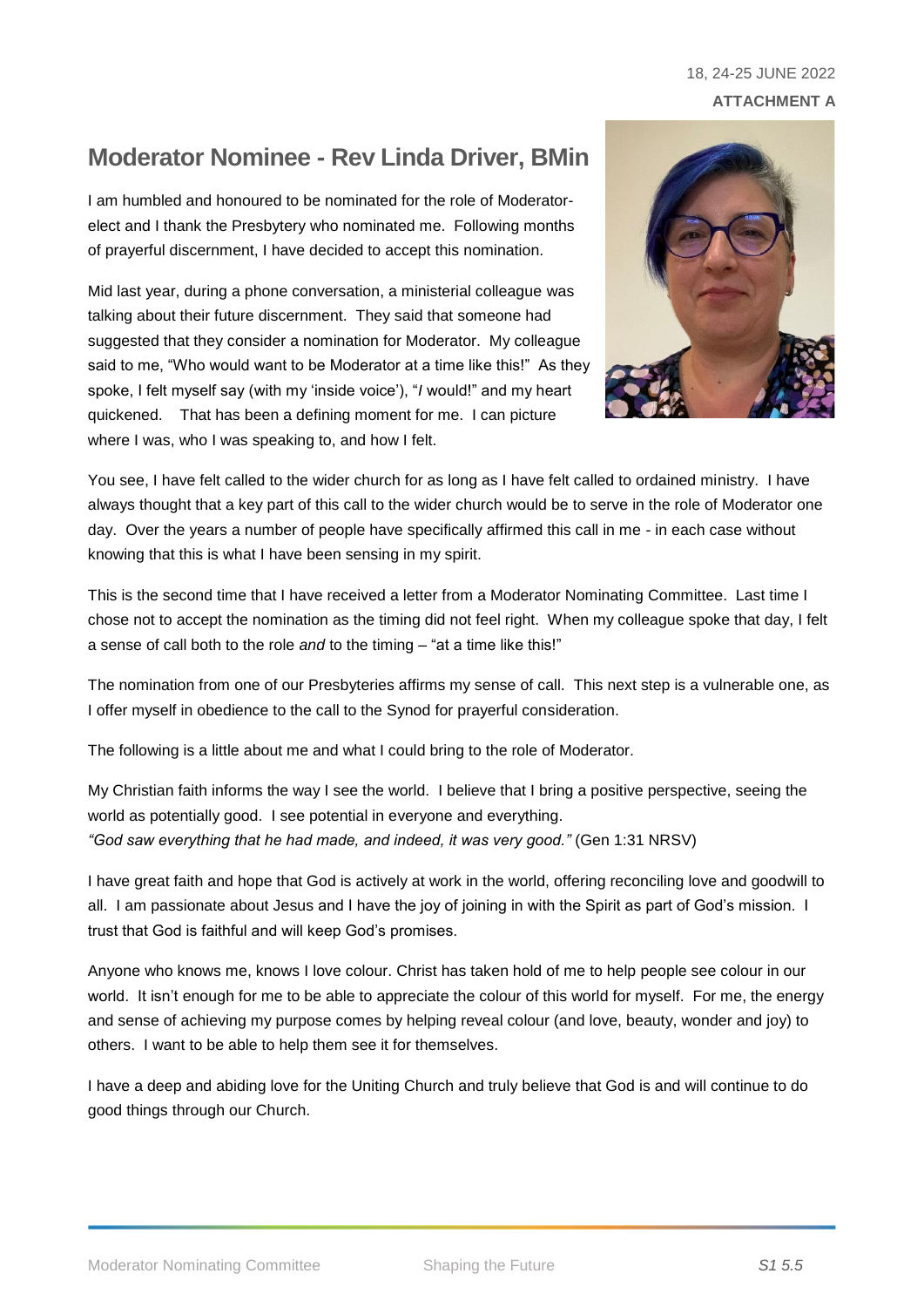18, 24-25 JUNE 2022

**ATTACHMENT A**

# Moderator Nominee - Rev Linda Driver, BMin

I am humbled and honoured to be nominated for the role of Moderator-elect and I thank the Presbytery who nominated me. Following months of prayerful discernment, I have decided to accept this nomination.

Mid last year, during a phone conversation, a ministerial colleague was talking about their future discernment. They said that someone had suggested that they consider a nomination for Moderator. My colleague said to me, "Who would want to be Moderator at a time like this!" As they spoke, I felt myself say (with my 'inside voice'), "*I* would!" and my heart quickened. That has been a defining moment for me. I can picture where I was, who I was speaking to, and how I felt.

You see, I have felt called to the wider church for as long as I have felt called to ordained ministry. I have always thought that a key part of this call to the wider church would be to serve in the role of Moderator one day. Over the years a number of people have specifically affirmed this call in me - in each case without knowing that this is what I have been sensing in my spirit.

This is the second time that I have received a letter from a Moderator Nominating Committee. Last time I chose not to accept the nomination as the timing did not feel right. When my colleague spoke that day, I felt a sense of call both to the role *and* to the timing – "at a time like this!"

The nomination from one of our Presbyteries affirms my sense of call. This next step is a vulnerable one, as I offer myself in obedience to the call to the Synod for prayerful consideration.

The following is a little about me and what I could bring to the role of Moderator.

My Christian faith informs the way I see the world. I believe that I bring a positive perspective, seeing the world as potentially good. I see potential in everyone and everything.
*"God saw everything that he had made, and indeed, it was very good."* (Gen 1:31 NRSV)

I have great faith and hope that God is actively at work in the world, offering reconciling love and goodwill to all. I am passionate about Jesus and I have the joy of joining in with the Spirit as part of God's mission. I trust that God is faithful and will keep God's promises.

Anyone who knows me, knows I love colour. Christ has taken hold of me to help people see colour in our world. It isn't enough for me to be able to appreciate the colour of this world for myself. For me, the energy and sense of achieving my purpose comes by helping reveal colour (and love, beauty, wonder and joy) to others. I want to be able to help them see it for themselves.

I have a deep and abiding love for the Uniting Church and truly believe that God is and will continue to do good things through our Church.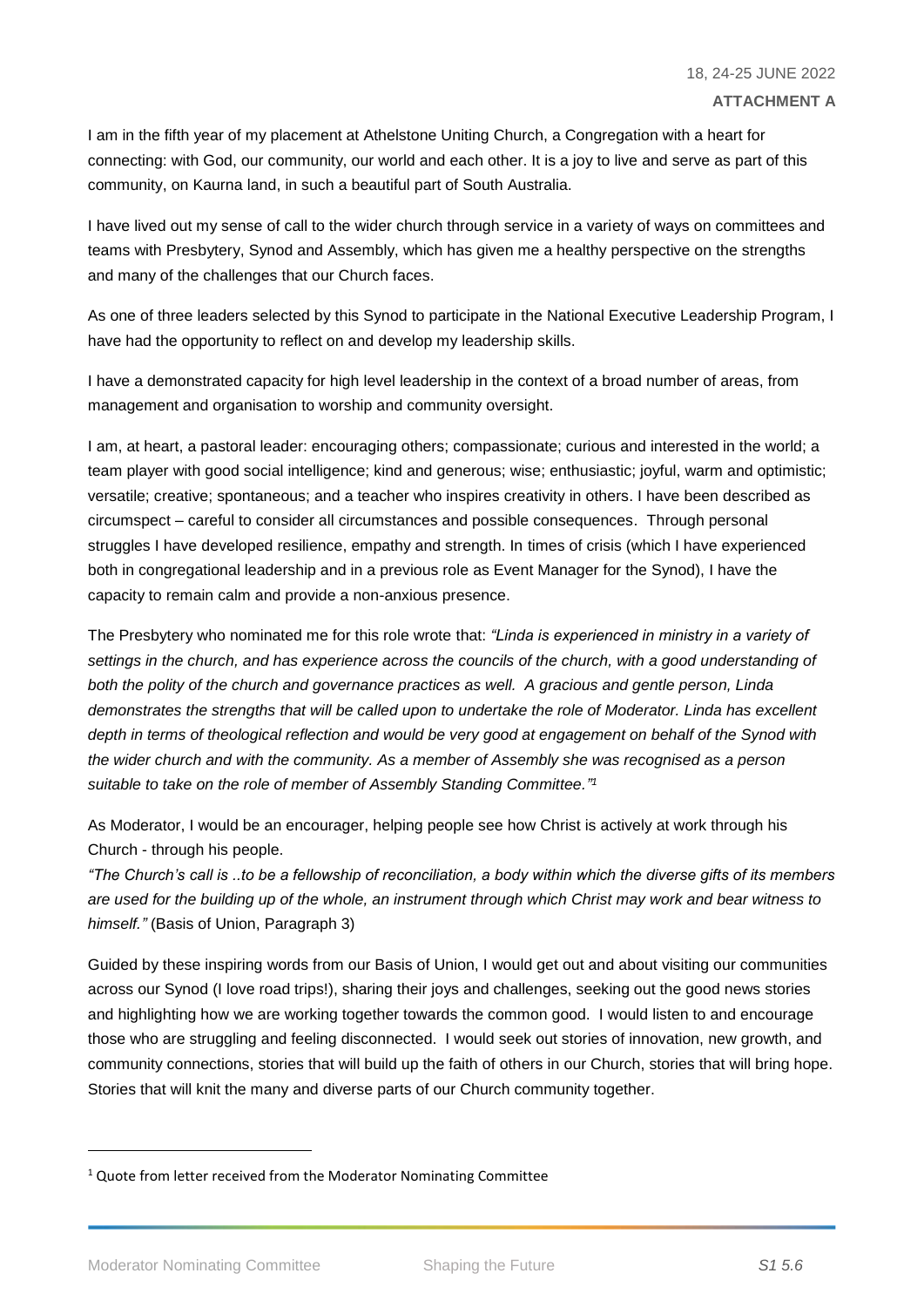I am in the fifth year of my placement at Athelstone Uniting Church, a Congregation with a heart for connecting: with God, our community, our world and each other. It is a joy to live and serve as part of this community, on Kaurna land, in such a beautiful part of South Australia.

I have lived out my sense of call to the wider church through service in a variety of ways on committees and teams with Presbytery, Synod and Assembly, which has given me a healthy perspective on the strengths and many of the challenges that our Church faces.

As one of three leaders selected by this Synod to participate in the National Executive Leadership Program, I have had the opportunity to reflect on and develop my leadership skills.

I have a demonstrated capacity for high level leadership in the context of a broad number of areas, from management and organisation to worship and community oversight.

I am, at heart, a pastoral leader: encouraging others; compassionate; curious and interested in the world; a team player with good social intelligence; kind and generous; wise; enthusiastic; joyful, warm and optimistic; versatile; creative; spontaneous; and a teacher who inspires creativity in others. I have been described as circumspect – careful to consider all circumstances and possible consequences. Through personal struggles I have developed resilience, empathy and strength. In times of crisis (which I have experienced both in congregational leadership and in a previous role as Event Manager for the Synod), I have the capacity to remain calm and provide a non-anxious presence.

The Presbytery who nominated me for this role wrote that: *"Linda is experienced in ministry in a variety of settings in the church, and has experience across the councils of the church, with a good understanding of both the polity of the church and governance practices as well. A gracious and gentle person, Linda demonstrates the strengths that will be called upon to undertake the role of Moderator. Linda has excellent depth in terms of theological reflection and would be very good at engagement on behalf of the Synod with the wider church and with the community. As a member of Assembly she was recognised as a person suitable to take on the role of member of Assembly Standing Committee."*[1]

As Moderator, I would be an encourager, helping people see how Christ is actively at work through his Church - through his people.

*"The Church's call is ..to be a fellowship of reconciliation, a body within which the diverse gifts of its members are used for the building up of the whole, an instrument through which Christ may work and bear witness to himself."* (Basis of Union, Paragraph 3)

Guided by these inspiring words from our Basis of Union, I would get out and about visiting our communities across our Synod (I love road trips!), sharing their joys and challenges, seeking out the good news stories and highlighting how we are working together towards the common good. I would listen to and encourage those who are struggling and feeling disconnected. I would seek out stories of innovation, new growth, and community connections, stories that will build up the faith of others in our Church, stories that will bring hope. Stories that will knit the many and diverse parts of our Church community together.

[1] Quote from letter received from the Moderator Nominating Committee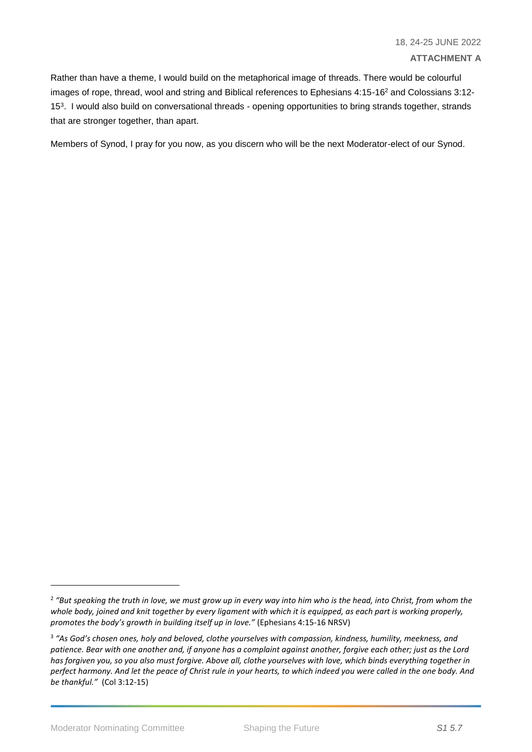Rather than have a theme, I would build on the metaphorical image of threads. There would be colourful images of rope, thread, wool and string and Biblical references to Ephesians 4:15-16[2] and Colossians 3:12-15[3]. I would also build on conversational threads - opening opportunities to bring strands together, strands that are stronger together, than apart.

Members of Synod, I pray for you now, as you discern who will be the next Moderator-elect of our Synod.

---

[2] *"But speaking the truth in love, we must grow up in every way into him who is the head, into Christ, from whom the whole body, joined and knit together by every ligament with which it is equipped, as each part is working properly, promotes the body's growth in building itself up in love."* (Ephesians 4:15-16 NRSV)

[3] *"As God's chosen ones, holy and beloved, clothe yourselves with compassion, kindness, humility, meekness, and patience. Bear with one another and, if anyone has a complaint against another, forgive each other; just as the Lord has forgiven you, so you also must forgive. Above all, clothe yourselves with love, which binds everything together in perfect harmony. And let the peace of Christ rule in your hearts, to which indeed you were called in the one body. And be thankful."* (Col 3:12-15)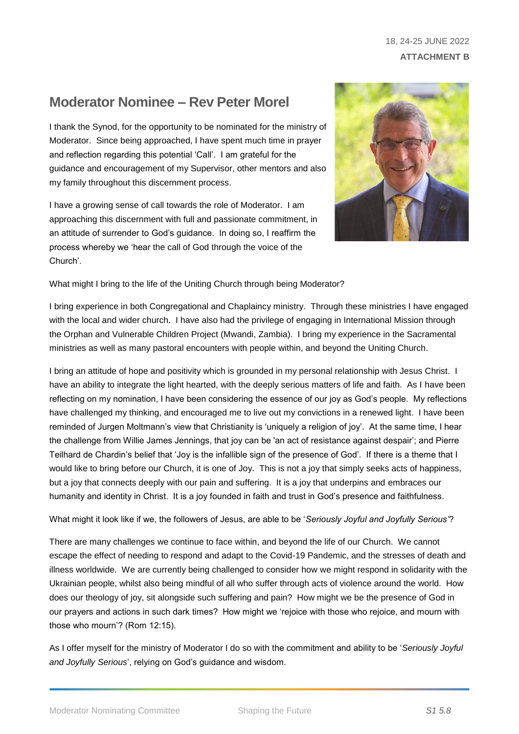18, 24-25 JUNE 2022

**ATTACHMENT B**

## Moderator Nominee – Rev Peter Morel

I thank the Synod, for the opportunity to be nominated for the ministry of Moderator. Since being approached, I have spent much time in prayer and reflection regarding this potential 'Call'. I am grateful for the guidance and encouragement of my Supervisor, other mentors and also my family throughout this discernment process.

I have a growing sense of call towards the role of Moderator. I am approaching this discernment with full and passionate commitment, in an attitude of surrender to God's guidance. In doing so, I reaffirm the process whereby we 'hear the call of God through the voice of the Church'.

What might I bring to the life of the Uniting Church through being Moderator?

I bring experience in both Congregational and Chaplaincy ministry. Through these ministries I have engaged with the local and wider church. I have also had the privilege of engaging in International Mission through the Orphan and Vulnerable Children Project (Mwandi, Zambia). I bring my experience in the Sacramental ministries as well as many pastoral encounters with people within, and beyond the Uniting Church.

I bring an attitude of hope and positivity which is grounded in my personal relationship with Jesus Christ. I have an ability to integrate the light hearted, with the deeply serious matters of life and faith. As I have been reflecting on my nomination, I have been considering the essence of our joy as God's people. My reflections have challenged my thinking, and encouraged me to live out my convictions in a renewed light. I have been reminded of Jurgen Moltmann's view that Christianity is 'uniquely a religion of joy'. At the same time, I hear the challenge from Willie James Jennings, that joy can be 'an act of resistance against despair'; and Pierre Teilhard de Chardin's belief that 'Joy is the infallible sign of the presence of God'. If there is a theme that I would like to bring before our Church, it is one of Joy. This is not a joy that simply seeks acts of happiness, but a joy that connects deeply with our pain and suffering. It is a joy that underpins and embraces our humanity and identity in Christ. It is a joy founded in faith and trust in God's presence and faithfulness.

What might it look like if we, the followers of Jesus, are able to be '*Seriously Joyful and Joyfully Serious'*?

There are many challenges we continue to face within, and beyond the life of our Church. We cannot escape the effect of needing to respond and adapt to the Covid-19 Pandemic, and the stresses of death and illness worldwide. We are currently being challenged to consider how we might respond in solidarity with the Ukrainian people, whilst also being mindful of all who suffer through acts of violence around the world. How does our theology of joy, sit alongside such suffering and pain? How might we be the presence of God in our prayers and actions in such dark times? How might we 'rejoice with those who rejoice, and mourn with those who mourn'? (Rom 12:15).

As I offer myself for the ministry of Moderator I do so with the commitment and ability to be '*Seriously Joyful and Joyfully Serious*', relying on God's guidance and wisdom.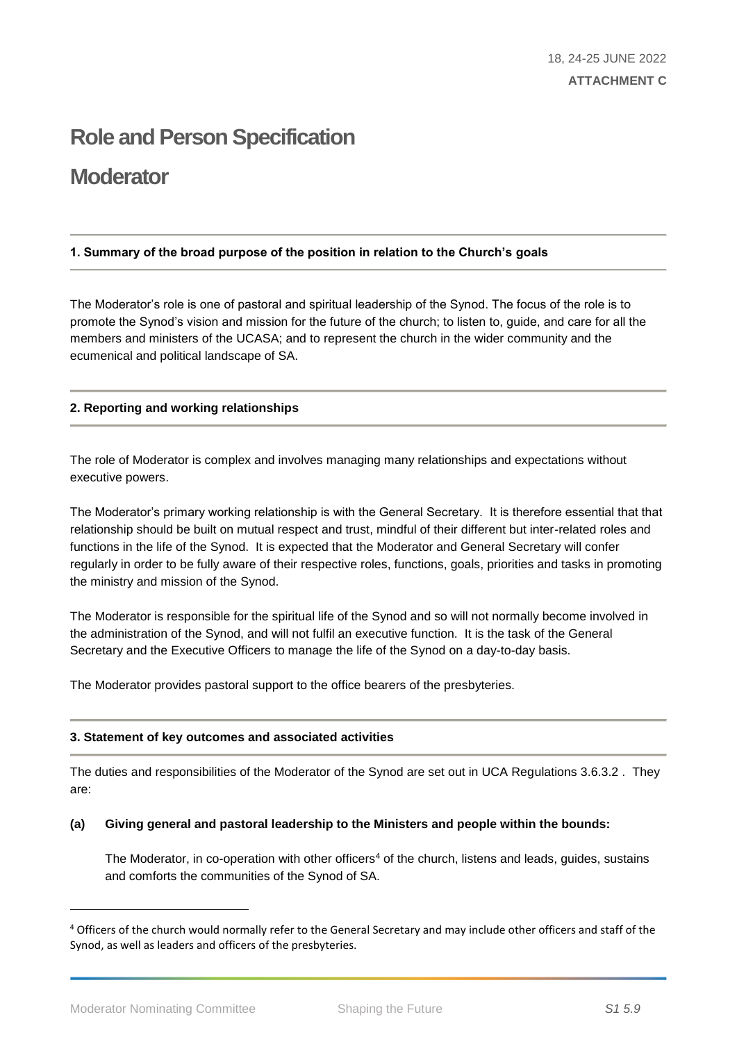18, 24-25 JUNE 2022
**ATTACHMENT C**

# Role and Person Specification

# Moderator

**1. Summary of the broad purpose of the position in relation to the Church's goals**

The Moderator's role is one of pastoral and spiritual leadership of the Synod. The focus of the role is to promote the Synod's vision and mission for the future of the church; to listen to, guide, and care for all the members and ministers of the UCASA; and to represent the church in the wider community and the ecumenical and political landscape of SA.

**2. Reporting and working relationships**

The role of Moderator is complex and involves managing many relationships and expectations without executive powers.

The Moderator's primary working relationship is with the General Secretary. It is therefore essential that that relationship should be built on mutual respect and trust, mindful of their different but inter-related roles and functions in the life of the Synod. It is expected that the Moderator and General Secretary will confer regularly in order to be fully aware of their respective roles, functions, goals, priorities and tasks in promoting the ministry and mission of the Synod.

The Moderator is responsible for the spiritual life of the Synod and so will not normally become involved in the administration of the Synod, and will not fulfil an executive function. It is the task of the General Secretary and the Executive Officers to manage the life of the Synod on a day-to-day basis.

The Moderator provides pastoral support to the office bearers of the presbyteries.

**3. Statement of key outcomes and associated activities**

The duties and responsibilities of the Moderator of the Synod are set out in UCA Regulations 3.6.3.2 . They are:

**(a) Giving general and pastoral leadership to the Ministers and people within the bounds:**

The Moderator, in co-operation with other officers[4] of the church, listens and leads, guides, sustains and comforts the communities of the Synod of SA.

[4] Officers of the church would normally refer to the General Secretary and may include other officers and staff of the Synod, as well as leaders and officers of the presbyteries.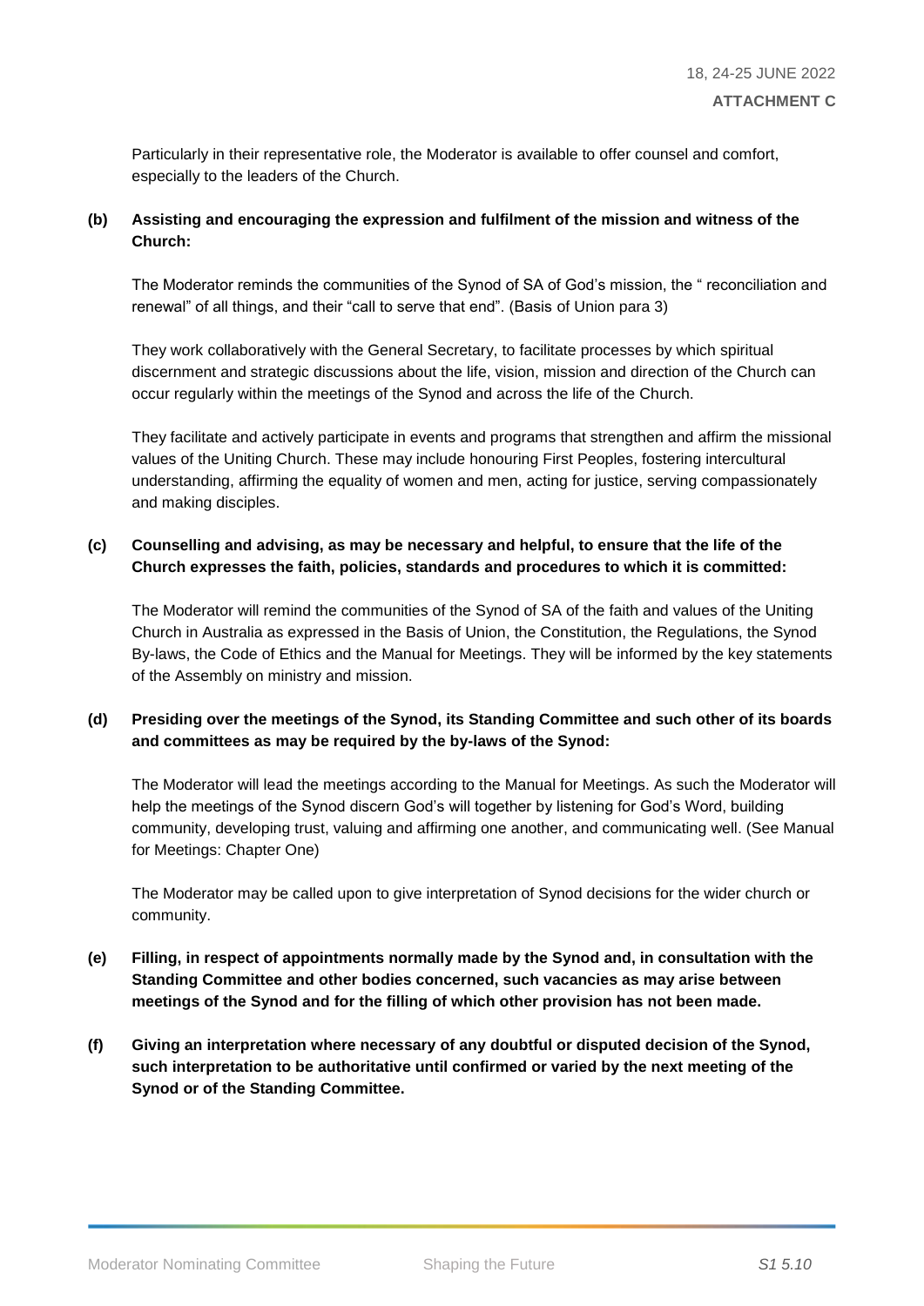Particularly in their representative role, the Moderator is available to offer counsel and comfort, especially to the leaders of the Church.

**(b) Assisting and encouraging the expression and fulfilment of the mission and witness of the Church:**

The Moderator reminds the communities of the Synod of SA of God's mission, the " reconciliation and renewal" of all things, and their "call to serve that end". (Basis of Union para 3)

They work collaboratively with the General Secretary, to facilitate processes by which spiritual discernment and strategic discussions about the life, vision, mission and direction of the Church can occur regularly within the meetings of the Synod and across the life of the Church.

They facilitate and actively participate in events and programs that strengthen and affirm the missional values of the Uniting Church. These may include honouring First Peoples, fostering intercultural understanding, affirming the equality of women and men, acting for justice, serving compassionately and making disciples.

**(c) Counselling and advising, as may be necessary and helpful, to ensure that the life of the Church expresses the faith, policies, standards and procedures to which it is committed:**

The Moderator will remind the communities of the Synod of SA of the faith and values of the Uniting Church in Australia as expressed in the Basis of Union, the Constitution, the Regulations, the Synod By-laws, the Code of Ethics and the Manual for Meetings. They will be informed by the key statements of the Assembly on ministry and mission.

**(d) Presiding over the meetings of the Synod, its Standing Committee and such other of its boards and committees as may be required by the by-laws of the Synod:**

The Moderator will lead the meetings according to the Manual for Meetings. As such the Moderator will help the meetings of the Synod discern God's will together by listening for God's Word, building community, developing trust, valuing and affirming one another, and communicating well. (See Manual for Meetings: Chapter One)

The Moderator may be called upon to give interpretation of Synod decisions for the wider church or community.

**(e) Filling, in respect of appointments normally made by the Synod and, in consultation with the Standing Committee and other bodies concerned, such vacancies as may arise between meetings of the Synod and for the filling of which other provision has not been made.**

**(f) Giving an interpretation where necessary of any doubtful or disputed decision of the Synod, such interpretation to be authoritative until confirmed or varied by the next meeting of the Synod or of the Standing Committee.**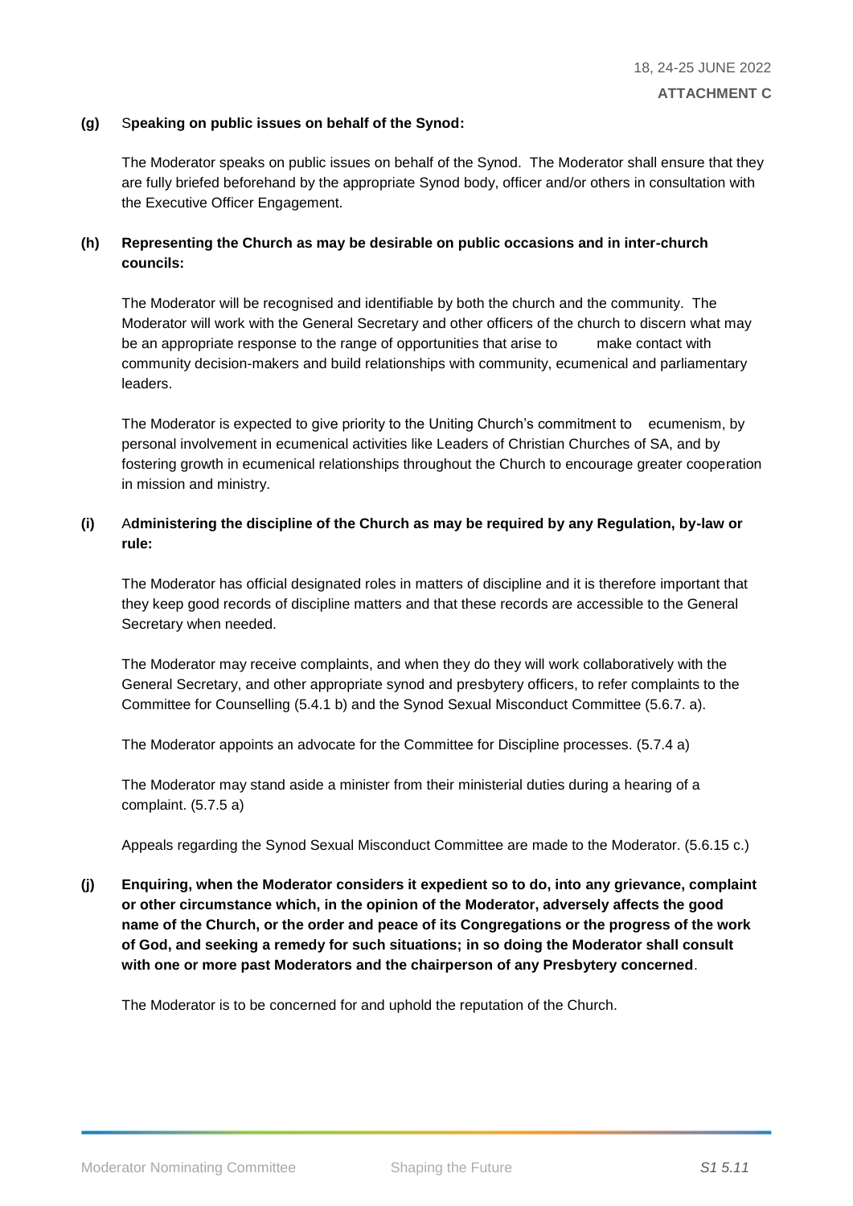**(g)** **Speaking on public issues on behalf of the Synod:**

The Moderator speaks on public issues on behalf of the Synod. The Moderator shall ensure that they are fully briefed beforehand by the appropriate Synod body, officer and/or others in consultation with the Executive Officer Engagement.

**(h)** **Representing the Church as may be desirable on public occasions and in inter-church councils:**

The Moderator will be recognised and identifiable by both the church and the community. The Moderator will work with the General Secretary and other officers of the church to discern what may be an appropriate response to the range of opportunities that arise to make contact with community decision-makers and build relationships with community, ecumenical and parliamentary leaders.

The Moderator is expected to give priority to the Uniting Church's commitment to ecumenism, by personal involvement in ecumenical activities like Leaders of Christian Churches of SA, and by fostering growth in ecumenical relationships throughout the Church to encourage greater cooperation in mission and ministry.

**(i)** **Administering the discipline of the Church as may be required by any Regulation, by-law or rule:**

The Moderator has official designated roles in matters of discipline and it is therefore important that they keep good records of discipline matters and that these records are accessible to the General Secretary when needed.

The Moderator may receive complaints, and when they do they will work collaboratively with the General Secretary, and other appropriate synod and presbytery officers, to refer complaints to the Committee for Counselling (5.4.1 b) and the Synod Sexual Misconduct Committee (5.6.7. a).

The Moderator appoints an advocate for the Committee for Discipline processes. (5.7.4 a)

The Moderator may stand aside a minister from their ministerial duties during a hearing of a complaint. (5.7.5 a)

Appeals regarding the Synod Sexual Misconduct Committee are made to the Moderator. (5.6.15 c.)

**(j)** **Enquiring, when the Moderator considers it expedient so to do, into any grievance, complaint or other circumstance which, in the opinion of the Moderator, adversely affects the good name of the Church, or the order and peace of its Congregations or the progress of the work of God, and seeking a remedy for such situations; in so doing the Moderator shall consult with one or more past Moderators and the chairperson of any Presbytery concerned**.

The Moderator is to be concerned for and uphold the reputation of the Church.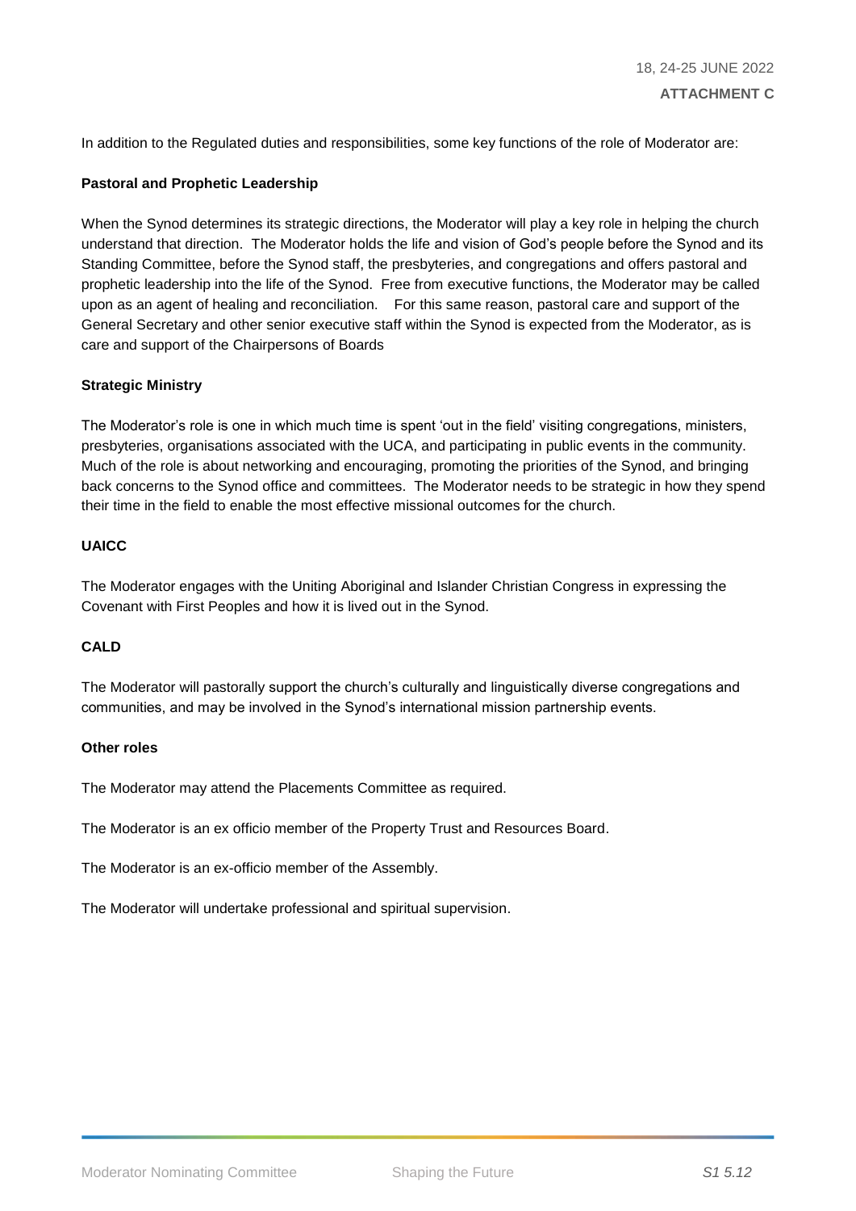In addition to the Regulated duties and responsibilities, some key functions of the role of Moderator are:

**Pastoral and Prophetic Leadership**

When the Synod determines its strategic directions, the Moderator will play a key role in helping the church understand that direction. The Moderator holds the life and vision of God's people before the Synod and its Standing Committee, before the Synod staff, the presbyteries, and congregations and offers pastoral and prophetic leadership into the life of the Synod. Free from executive functions, the Moderator may be called upon as an agent of healing and reconciliation. For this same reason, pastoral care and support of the General Secretary and other senior executive staff within the Synod is expected from the Moderator, as is care and support of the Chairpersons of Boards

**Strategic Ministry**

The Moderator's role is one in which much time is spent 'out in the field' visiting congregations, ministers, presbyteries, organisations associated with the UCA, and participating in public events in the community. Much of the role is about networking and encouraging, promoting the priorities of the Synod, and bringing back concerns to the Synod office and committees. The Moderator needs to be strategic in how they spend their time in the field to enable the most effective missional outcomes for the church.

**UAICC**

The Moderator engages with the Uniting Aboriginal and Islander Christian Congress in expressing the Covenant with First Peoples and how it is lived out in the Synod.

**CALD**

The Moderator will pastorally support the church's culturally and linguistically diverse congregations and communities, and may be involved in the Synod's international mission partnership events.

**Other roles**

The Moderator may attend the Placements Committee as required.

The Moderator is an ex officio member of the Property Trust and Resources Board.

The Moderator is an ex-officio member of the Assembly.

The Moderator will undertake professional and spiritual supervision.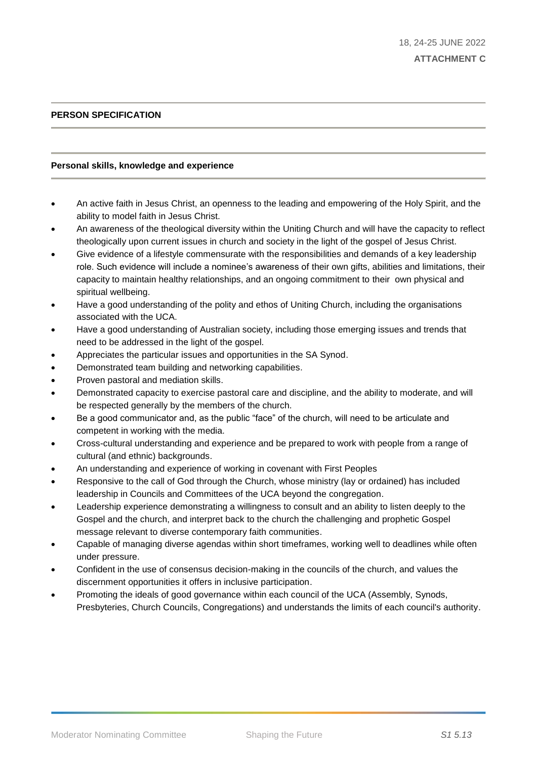18, 24-25 JUNE 2022

**ATTACHMENT C**

## PERSON SPECIFICATION

### Personal skills, knowledge and experience

- An active faith in Jesus Christ, an openness to the leading and empowering of the Holy Spirit, and the ability to model faith in Jesus Christ.
- An awareness of the theological diversity within the Uniting Church and will have the capacity to reflect theologically upon current issues in church and society in the light of the gospel of Jesus Christ.
- Give evidence of a lifestyle commensurate with the responsibilities and demands of a key leadership role. Such evidence will include a nominee's awareness of their own gifts, abilities and limitations, their capacity to maintain healthy relationships, and an ongoing commitment to their own physical and spiritual wellbeing.
- Have a good understanding of the polity and ethos of Uniting Church, including the organisations associated with the UCA.
- Have a good understanding of Australian society, including those emerging issues and trends that need to be addressed in the light of the gospel.
- Appreciates the particular issues and opportunities in the SA Synod.
- Demonstrated team building and networking capabilities.
- Proven pastoral and mediation skills.
- Demonstrated capacity to exercise pastoral care and discipline, and the ability to moderate, and will be respected generally by the members of the church.
- Be a good communicator and, as the public "face" of the church, will need to be articulate and competent in working with the media.
- Cross-cultural understanding and experience and be prepared to work with people from a range of cultural (and ethnic) backgrounds.
- An understanding and experience of working in covenant with First Peoples
- Responsive to the call of God through the Church, whose ministry (lay or ordained) has included leadership in Councils and Committees of the UCA beyond the congregation.
- Leadership experience demonstrating a willingness to consult and an ability to listen deeply to the Gospel and the church, and interpret back to the church the challenging and prophetic Gospel message relevant to diverse contemporary faith communities.
- Capable of managing diverse agendas within short timeframes, working well to deadlines while often under pressure.
- Confident in the use of consensus decision-making in the councils of the church, and values the discernment opportunities it offers in inclusive participation.
- Promoting the ideals of good governance within each council of the UCA (Assembly, Synods, Presbyteries, Church Councils, Congregations) and understands the limits of each council's authority.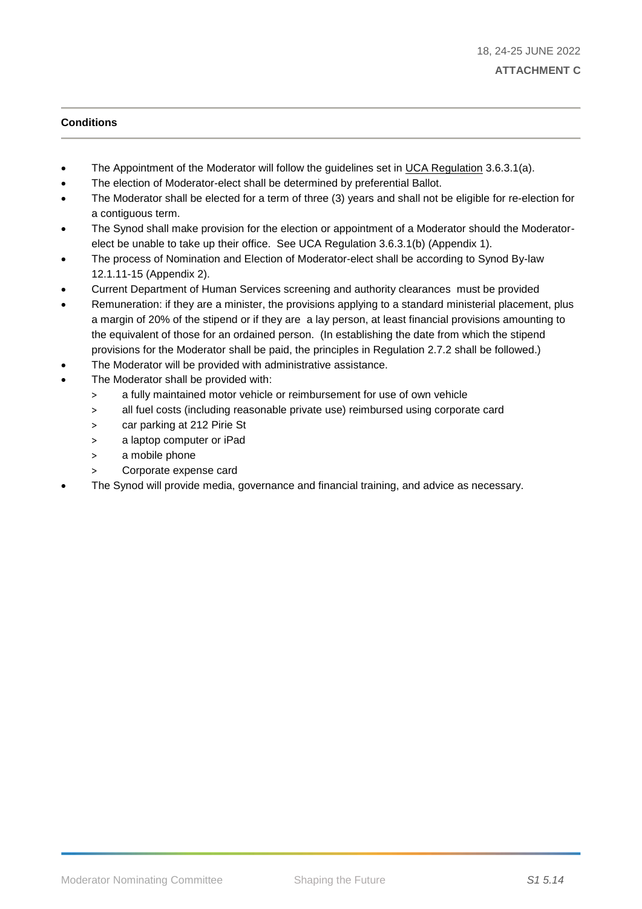**ATTACHMENT C**

**Conditions**

- The Appointment of the Moderator will follow the guidelines set in UCA Regulation 3.6.3.1(a).
- The election of Moderator-elect shall be determined by preferential Ballot.
- The Moderator shall be elected for a term of three (3) years and shall not be eligible for re-election for a contiguous term.
- The Synod shall make provision for the election or appointment of a Moderator should the Moderator-elect be unable to take up their office. See UCA Regulation 3.6.3.1(b) (Appendix 1).
- The process of Nomination and Election of Moderator-elect shall be according to Synod By-law 12.1.11-15 (Appendix 2).
- Current Department of Human Services screening and authority clearances must be provided
- Remuneration: if they are a minister, the provisions applying to a standard ministerial placement, plus a margin of 20% of the stipend or if they are a lay person, at least financial provisions amounting to the equivalent of those for an ordained person. (In establishing the date from which the stipend provisions for the Moderator shall be paid, the principles in Regulation 2.7.2 shall be followed.)
- The Moderator will be provided with administrative assistance.
- The Moderator shall be provided with:
  - a fully maintained motor vehicle or reimbursement for use of own vehicle
  - all fuel costs (including reasonable private use) reimbursed using corporate card
  - car parking at 212 Pirie St
  - a laptop computer or iPad
  - a mobile phone
  - Corporate expense card
- The Synod will provide media, governance and financial training, and advice as necessary.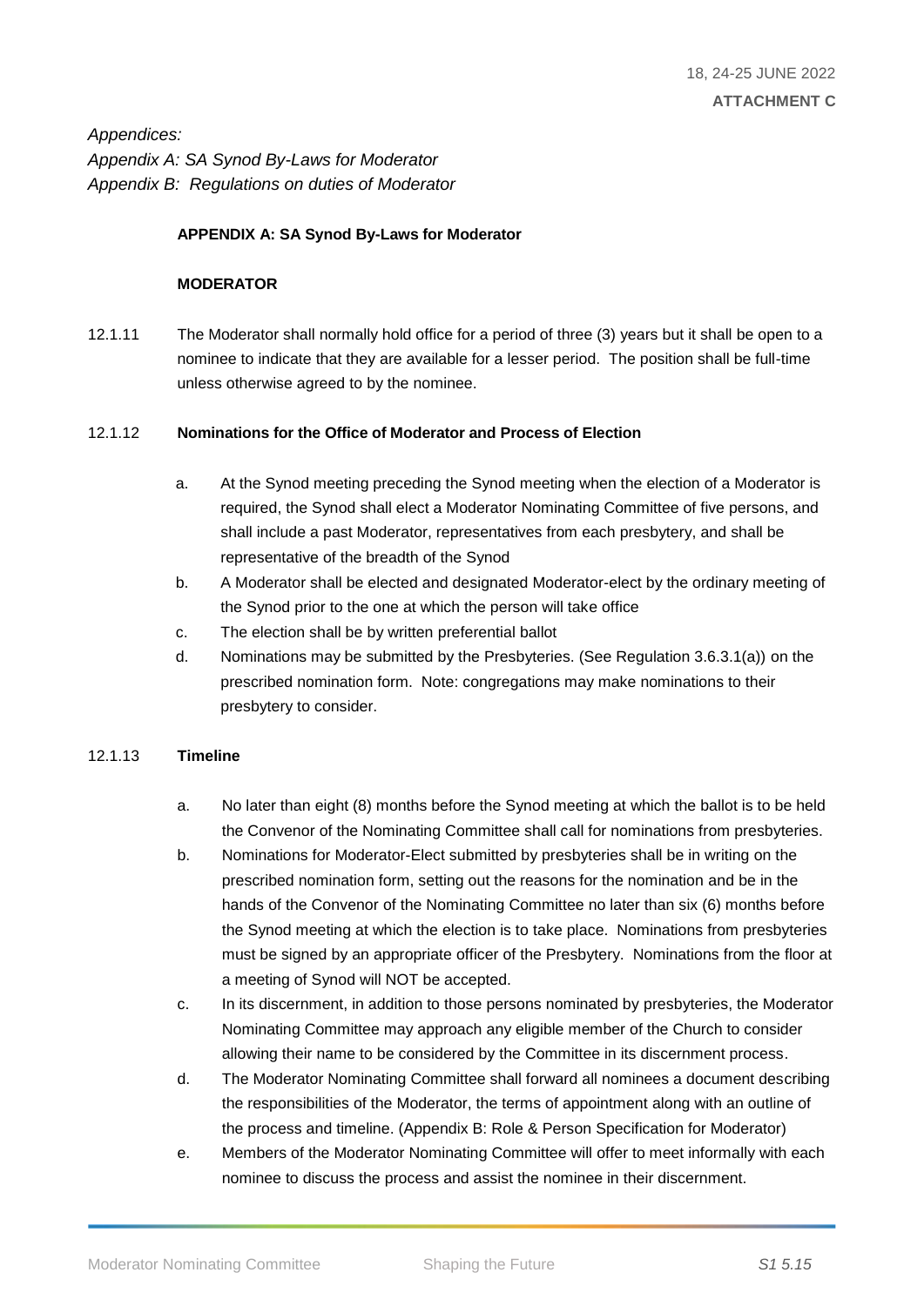*Appendices:*
*Appendix A: SA Synod By-Laws for Moderator*
*Appendix B: Regulations on duties of Moderator*

**APPENDIX A: SA Synod By-Laws for Moderator**

**MODERATOR**

12.1.11 The Moderator shall normally hold office for a period of three (3) years but it shall be open to a nominee to indicate that they are available for a lesser period. The position shall be full-time unless otherwise agreed to by the nominee.

12.1.12 **Nominations for the Office of Moderator and Process of Election**

a. At the Synod meeting preceding the Synod meeting when the election of a Moderator is required, the Synod shall elect a Moderator Nominating Committee of five persons, and shall include a past Moderator, representatives from each presbytery, and shall be representative of the breadth of the Synod
b. A Moderator shall be elected and designated Moderator-elect by the ordinary meeting of the Synod prior to the one at which the person will take office
c. The election shall be by written preferential ballot
d. Nominations may be submitted by the Presbyteries. (See Regulation 3.6.3.1(a)) on the prescribed nomination form. Note: congregations may make nominations to their presbytery to consider.

12.1.13 **Timeline**

a. No later than eight (8) months before the Synod meeting at which the ballot is to be held the Convenor of the Nominating Committee shall call for nominations from presbyteries.
b. Nominations for Moderator-Elect submitted by presbyteries shall be in writing on the prescribed nomination form, setting out the reasons for the nomination and be in the hands of the Convenor of the Nominating Committee no later than six (6) months before the Synod meeting at which the election is to take place. Nominations from presbyteries must be signed by an appropriate officer of the Presbytery. Nominations from the floor at a meeting of Synod will NOT be accepted.
c. In its discernment, in addition to those persons nominated by presbyteries, the Moderator Nominating Committee may approach any eligible member of the Church to consider allowing their name to be considered by the Committee in its discernment process.
d. The Moderator Nominating Committee shall forward all nominees a document describing the responsibilities of the Moderator, the terms of appointment along with an outline of the process and timeline. (Appendix B: Role & Person Specification for Moderator)
e. Members of the Moderator Nominating Committee will offer to meet informally with each nominee to discuss the process and assist the nominee in their discernment.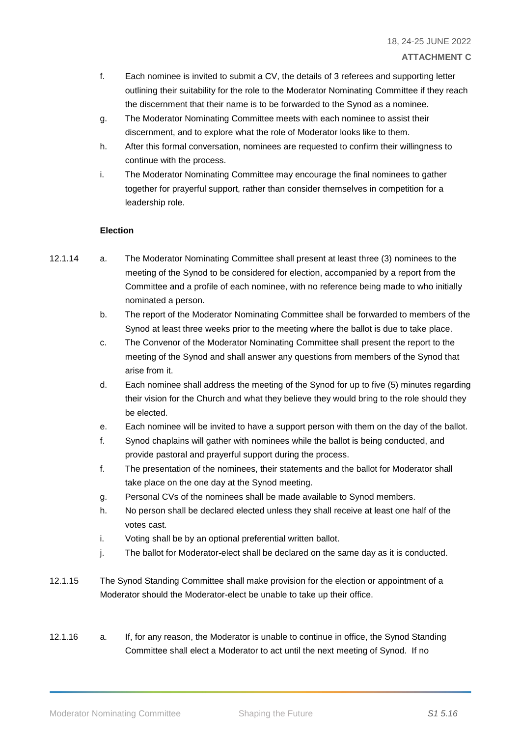f. Each nominee is invited to submit a CV, the details of 3 referees and supporting letter outlining their suitability for the role to the Moderator Nominating Committee if they reach the discernment that their name is to be forwarded to the Synod as a nominee.

g. The Moderator Nominating Committee meets with each nominee to assist their discernment, and to explore what the role of Moderator looks like to them.

h. After this formal conversation, nominees are requested to confirm their willingness to continue with the process.

i. The Moderator Nominating Committee may encourage the final nominees to gather together for prayerful support, rather than consider themselves in competition for a leadership role.

**Election**

12.1.14

a. The Moderator Nominating Committee shall present at least three (3) nominees to the meeting of the Synod to be considered for election, accompanied by a report from the Committee and a profile of each nominee, with no reference being made to who initially nominated a person.

b. The report of the Moderator Nominating Committee shall be forwarded to members of the Synod at least three weeks prior to the meeting where the ballot is due to take place.

c. The Convenor of the Moderator Nominating Committee shall present the report to the meeting of the Synod and shall answer any questions from members of the Synod that arise from it.

d. Each nominee shall address the meeting of the Synod for up to five (5) minutes regarding their vision for the Church and what they believe they would bring to the role should they be elected.

e. Each nominee will be invited to have a support person with them on the day of the ballot.

f. Synod chaplains will gather with nominees while the ballot is being conducted, and provide pastoral and prayerful support during the process.

f. The presentation of the nominees, their statements and the ballot for Moderator shall take place on the one day at the Synod meeting.

g. Personal CVs of the nominees shall be made available to Synod members.

h. No person shall be declared elected unless they shall receive at least one half of the votes cast.

i. Voting shall be by an optional preferential written ballot.

j. The ballot for Moderator-elect shall be declared on the same day as it is conducted.

12.1.15 The Synod Standing Committee shall make provision for the election or appointment of a Moderator should the Moderator-elect be unable to take up their office.

12.1.16

a. If, for any reason, the Moderator is unable to continue in office, the Synod Standing Committee shall elect a Moderator to act until the next meeting of Synod. If no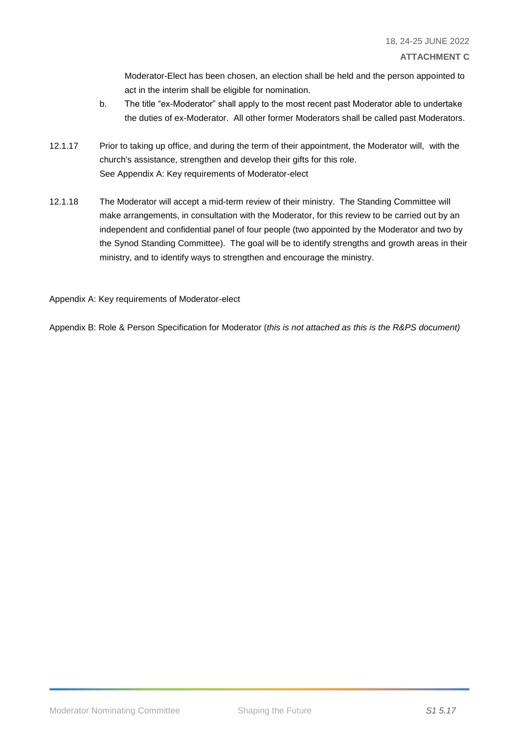Moderator-Elect has been chosen, an election shall be held and the person appointed to act in the interim shall be eligible for nomination.

b. The title "ex-Moderator" shall apply to the most recent past Moderator able to undertake the duties of ex-Moderator. All other former Moderators shall be called past Moderators.

12.1.17 Prior to taking up office, and during the term of their appointment, the Moderator will, with the church's assistance, strengthen and develop their gifts for this role.
See Appendix A: Key requirements of Moderator-elect

12.1.18 The Moderator will accept a mid-term review of their ministry. The Standing Committee will make arrangements, in consultation with the Moderator, for this review to be carried out by an independent and confidential panel of four people (two appointed by the Moderator and two by the Synod Standing Committee). The goal will be to identify strengths and growth areas in their ministry, and to identify ways to strengthen and encourage the ministry.

Appendix A: Key requirements of Moderator-elect

Appendix B: Role & Person Specification for Moderator (*this is not attached as this is the R&PS document)*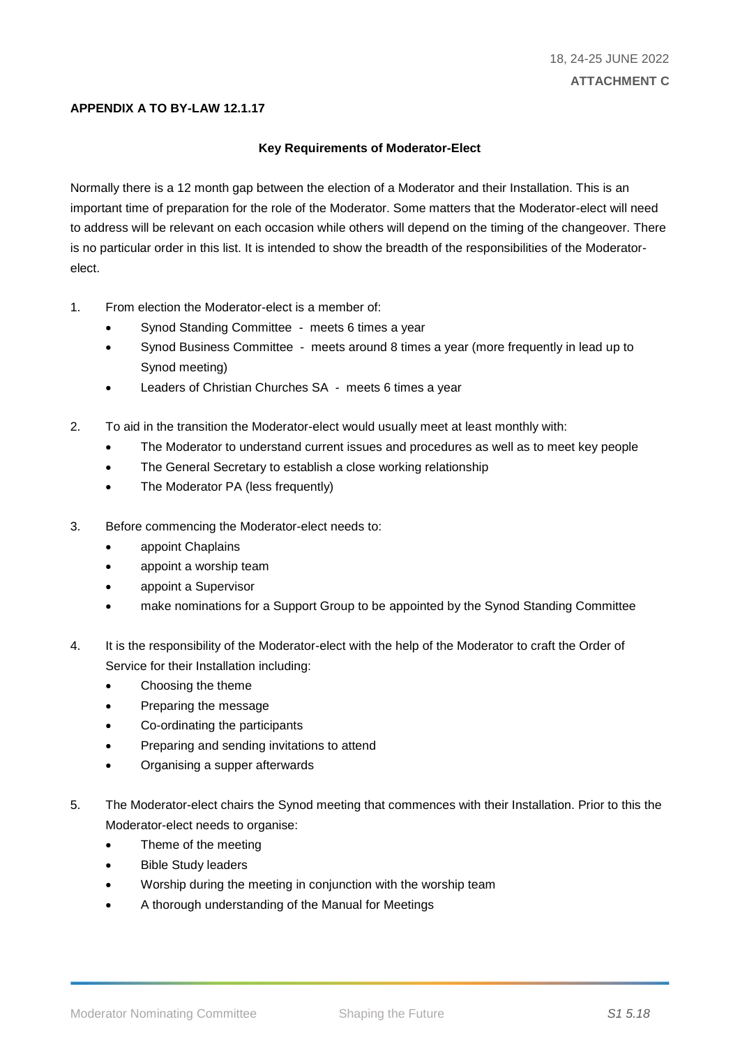**APPENDIX A TO BY-LAW 12.1.17**

**Key Requirements of Moderator-Elect**

Normally there is a 12 month gap between the election of a Moderator and their Installation. This is an important time of preparation for the role of the Moderator. Some matters that the Moderator-elect will need to address will be relevant on each occasion while others will depend on the timing of the changeover. There is no particular order in this list. It is intended to show the breadth of the responsibilities of the Moderator-elect.

1. From election the Moderator-elect is a member of:
    - Synod Standing Committee - meets 6 times a year
    - Synod Business Committee - meets around 8 times a year (more frequently in lead up to Synod meeting)
    - Leaders of Christian Churches SA - meets 6 times a year

2. To aid in the transition the Moderator-elect would usually meet at least monthly with:
    - The Moderator to understand current issues and procedures as well as to meet key people
    - The General Secretary to establish a close working relationship
    - The Moderator PA (less frequently)

3. Before commencing the Moderator-elect needs to:
    - appoint Chaplains
    - appoint a worship team
    - appoint a Supervisor
    - make nominations for a Support Group to be appointed by the Synod Standing Committee

4. It is the responsibility of the Moderator-elect with the help of the Moderator to craft the Order of Service for their Installation including:
    - Choosing the theme
    - Preparing the message
    - Co-ordinating the participants
    - Preparing and sending invitations to attend
    - Organising a supper afterwards

5. The Moderator-elect chairs the Synod meeting that commences with their Installation. Prior to this the Moderator-elect needs to organise:
    - Theme of the meeting
    - Bible Study leaders
    - Worship during the meeting in conjunction with the worship team
    - A thorough understanding of the Manual for Meetings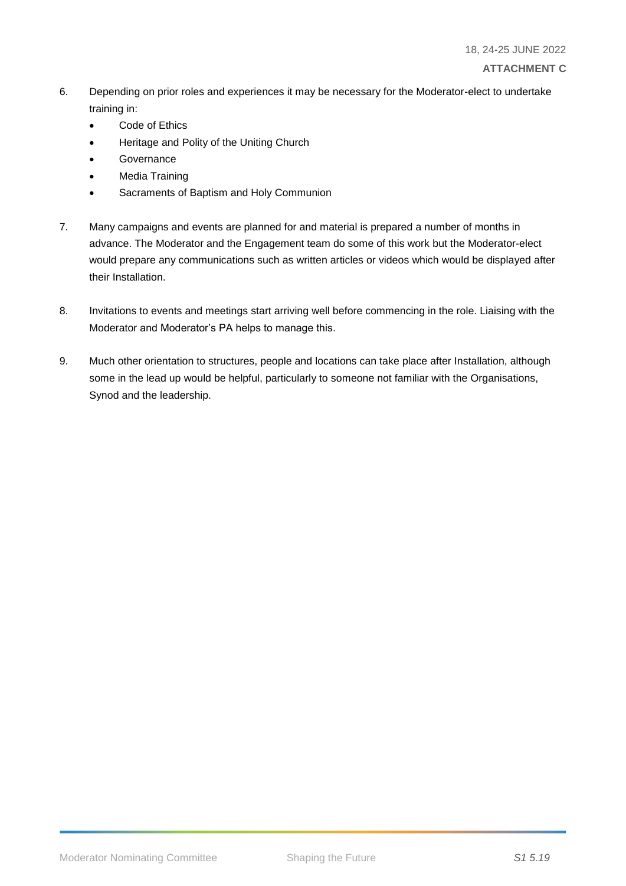6. Depending on prior roles and experiences it may be necessary for the Moderator-elect to undertake training in:
   - Code of Ethics
   - Heritage and Polity of the Uniting Church
   - Governance
   - Media Training
   - Sacraments of Baptism and Holy Communion

7. Many campaigns and events are planned for and material is prepared a number of months in advance. The Moderator and the Engagement team do some of this work but the Moderator-elect would prepare any communications such as written articles or videos which would be displayed after their Installation.

8. Invitations to events and meetings start arriving well before commencing in the role. Liaising with the Moderator and Moderator's PA helps to manage this.

9. Much other orientation to structures, people and locations can take place after Installation, although some in the lead up would be helpful, particularly to someone not familiar with the Organisations, Synod and the leadership.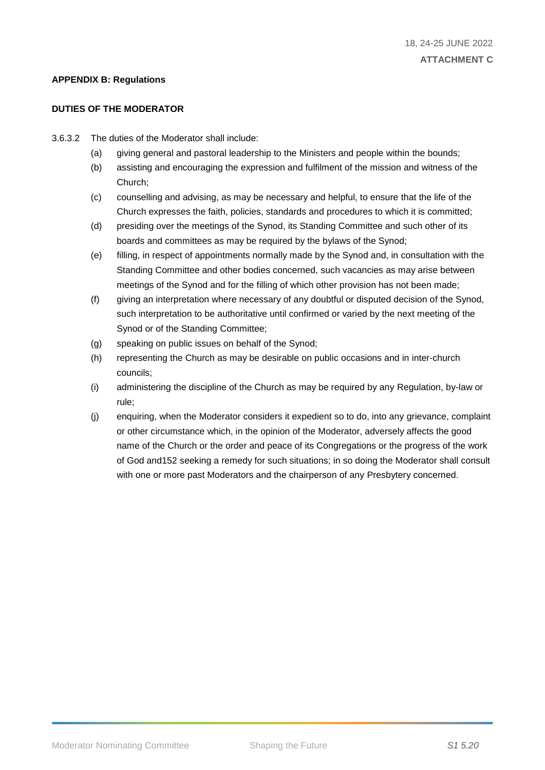**APPENDIX B: Regulations**

**DUTIES OF THE MODERATOR**

3.6.3.2 The duties of the Moderator shall include:

(a) giving general and pastoral leadership to the Ministers and people within the bounds;

(b) assisting and encouraging the expression and fulfilment of the mission and witness of the Church;

(c) counselling and advising, as may be necessary and helpful, to ensure that the life of the Church expresses the faith, policies, standards and procedures to which it is committed;

(d) presiding over the meetings of the Synod, its Standing Committee and such other of its boards and committees as may be required by the bylaws of the Synod;

(e) filling, in respect of appointments normally made by the Synod and, in consultation with the Standing Committee and other bodies concerned, such vacancies as may arise between meetings of the Synod and for the filling of which other provision has not been made;

(f) giving an interpretation where necessary of any doubtful or disputed decision of the Synod, such interpretation to be authoritative until confirmed or varied by the next meeting of the Synod or of the Standing Committee;

(g) speaking on public issues on behalf of the Synod;

(h) representing the Church as may be desirable on public occasions and in inter-church councils;

(i) administering the discipline of the Church as may be required by any Regulation, by-law or rule;

(j) enquiring, when the Moderator considers it expedient so to do, into any grievance, complaint or other circumstance which, in the opinion of the Moderator, adversely affects the good name of the Church or the order and peace of its Congregations or the progress of the work of God and152 seeking a remedy for such situations; in so doing the Moderator shall consult with one or more past Moderators and the chairperson of any Presbytery concerned.